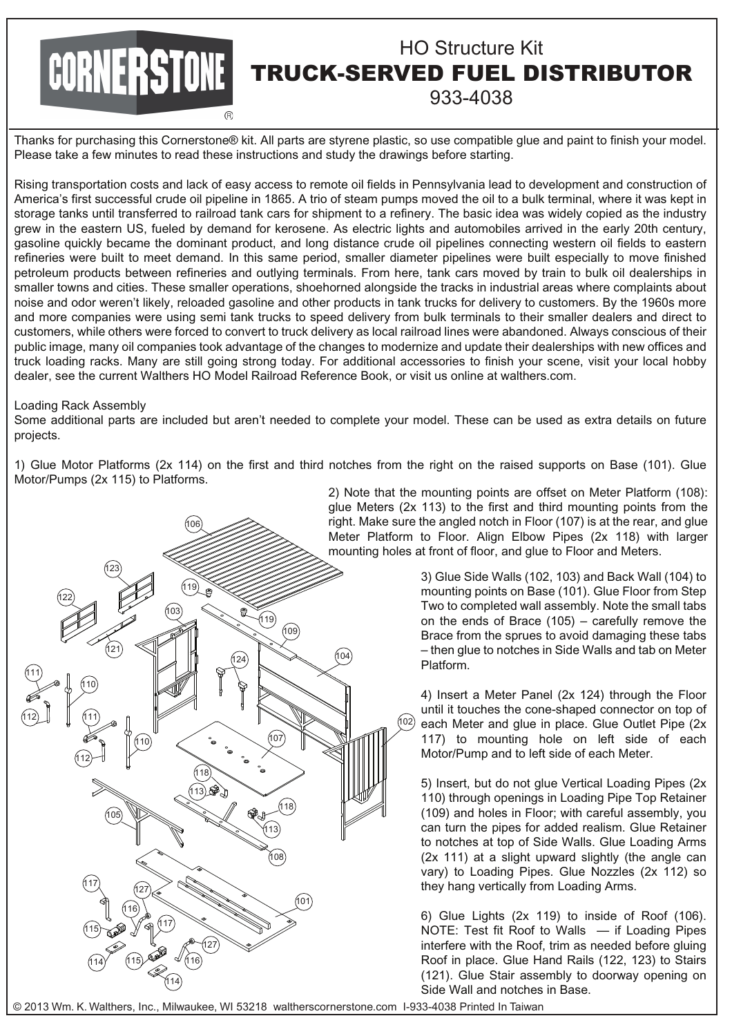# CORNERSTONE®

## HO Structure Kit
## TRUCK-SERVED FUEL DISTRIBUTOR
933-4038

Thanks for purchasing this Cornerstone® kit. All parts are styrene plastic, so use compatible glue and paint to finish your model. Please take a few minutes to read these instructions and study the drawings before starting.

Rising transportation costs and lack of easy access to remote oil fields in Pennsylvania lead to development and construction of America's first successful crude oil pipeline in 1865. A trio of steam pumps moved the oil to a bulk terminal, where it was kept in storage tanks until transferred to railroad tank cars for shipment to a refinery. The basic idea was widely copied as the industry grew in the eastern US, fueled by demand for kerosene. As electric lights and automobiles arrived in the early 20th century, gasoline quickly became the dominant product, and long distance crude oil pipelines connecting western oil fields to eastern refineries were built to meet demand. In this same period, smaller diameter pipelines were built especially to move finished petroleum products between refineries and outlying terminals. From here, tank cars moved by train to bulk oil dealerships in smaller towns and cities. These smaller operations, shoehorned alongside the tracks in industrial areas where complaints about noise and odor weren't likely, reloaded gasoline and other products in tank trucks for delivery to customers. By the 1960s more and more companies were using semi tank trucks to speed delivery from bulk terminals to their smaller dealers and direct to customers, while others were forced to convert to truck delivery as local railroad lines were abandoned. Always conscious of their public image, many oil companies took advantage of the changes to modernize and update their dealerships with new offices and truck loading racks. Many are still going strong today. For additional accessories to finish your scene, visit your local hobby dealer, see the current Walthers HO Model Railroad Reference Book, or visit us online at walthers.com.

Loading Rack Assembly

Some additional parts are included but aren't needed to complete your model. These can be used as extra details on future projects.

1) Glue Motor Platforms (2x 114) on the first and third notches from the right on the raised supports on Base (101). Glue Motor/Pumps (2x 115) to Platforms.

2) Note that the mounting points are offset on Meter Platform (108): glue Meters (2x 113) to the first and third mounting points from the right. Make sure the angled notch in Floor (107) is at the rear, and glue Meter Platform to Floor. Align Elbow Pipes (2x 118) with larger mounting holes at front of floor, and glue to Floor and Meters.

3) Glue Side Walls (102, 103) and Back Wall (104) to mounting points on Base (101). Glue Floor from Step Two to completed wall assembly. Note the small tabs on the ends of Brace (105) – carefully remove the Brace from the sprues to avoid damaging these tabs – then glue to notches in Side Walls and tab on Meter Platform.

4) Insert a Meter Panel (2x 124) through the Floor until it touches the cone-shaped connector on top of each Meter and glue in place. Glue Outlet Pipe (2x 117) to mounting hole on left side of each Motor/Pump and to left side of each Meter.

5) Insert, but do not glue Vertical Loading Pipes (2x 110) through openings in Loading Pipe Top Retainer (109) and holes in Floor; with careful assembly, you can turn the pipes for added realism. Glue Retainer to notches at top of Side Walls. Glue Loading Arms (2x 111) at a slight upward slightly (the angle can vary) to Loading Pipes. Glue Nozzles (2x 112) so they hang vertically from Loading Arms.

6) Glue Lights (2x 119) to inside of Roof (106). NOTE: Test fit Roof to Walls — if Loading Pipes interfere with the Roof, trim as needed before gluing Roof in place. Glue Hand Rails (122, 123) to Stairs (121). Glue Stair assembly to doorway opening on Side Wall and notches in Base.

106 123 122 119 103 119 109 121 124 104 111 110 112 111 110 112 102 107 118 113 118 105 113 108 117 127 116 101 115 117 127 114 115 116 114

© 2013 Wm. K. Walthers, Inc., Milwaukee, WI 53218 waltherscornerstone.com I-933-4038 Printed In Taiwan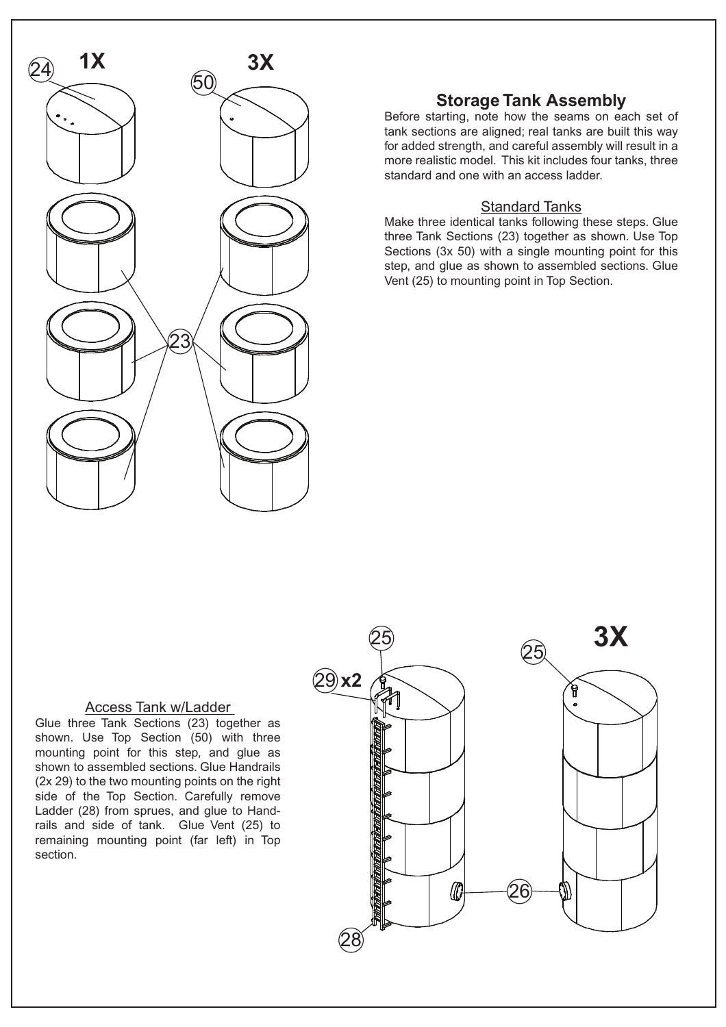1X

3X

24

50

23

## Storage Tank Assembly

Before starting, note how the seams on each set of tank sections are aligned; real tanks are built this way for added strength, and careful assembly will result in a more realistic model. This kit includes four tanks, three standard and one with an access ladder.

### Standard Tanks

Make three identical tanks following these steps. Glue three Tank Sections (23) together as shown. Use Top Sections (3x 50) with a single mounting point for this step, and glue as shown to assembled sections. Glue Vent (25) to mounting point in Top Section.

### Access Tank w/Ladder

Glue three Tank Sections (23) together as shown. Use Top Section (50) with three mounting point for this step, and glue as shown to assembled sections. Glue Handrails (2x 29) to the two mounting points on the right side of the Top Section. Carefully remove Ladder (28) from sprues, and glue to Handrails and side of tank. Glue Vent (25) to remaining mounting point (far left) in Top section.

25

29 **x2**

25

**3X**

26

28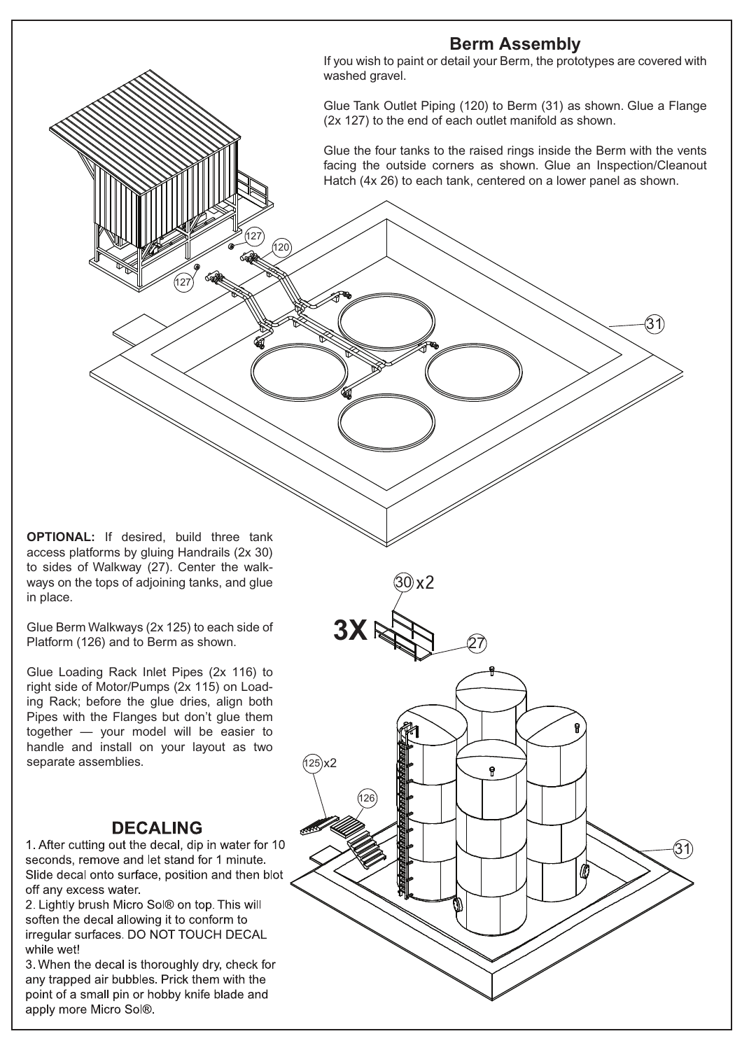## Berm Assembly

If you wish to paint or detail your Berm, the prototypes are covered with washed gravel.

Glue Tank Outlet Piping (120) to Berm (31) as shown. Glue a Flange (2x 127) to the end of each outlet manifold as shown.

Glue the four tanks to the raised rings inside the Berm with the vents facing the outside corners as shown. Glue an Inspection/Cleanout Hatch (4x 26) to each tank, centered on a lower panel as shown.

127
120
127
31

**OPTIONAL:** If desired, build three tank access platforms by gluing Handrails (2x 30) to sides of Walkway (27). Center the walkways on the tops of adjoining tanks, and glue in place.

Glue Berm Walkways (2x 125) to each side of Platform (126) and to Berm as shown.

Glue Loading Rack Inlet Pipes (2x 116) to right side of Motor/Pumps (2x 115) on Loading Rack; before the glue dries, align both Pipes with the Flanges but don't glue them together — your model will be easier to handle and install on your layout as two separate assemblies.

30 x2
3X
27
125 x2
126
31

### DECALING

1. After cutting out the decal, dip in water for 10 seconds, remove and let stand for 1 minute. Slide decal onto surface, position and then blot off any excess water.
2. Lightly brush Micro Sol® on top. This will soften the decal allowing it to conform to irregular surfaces. DO NOT TOUCH DECAL while wet!
3. When the decal is thoroughly dry, check for any trapped air bubbles. Prick them with the point of a small pin or hobby knife blade and apply more Micro Sol®.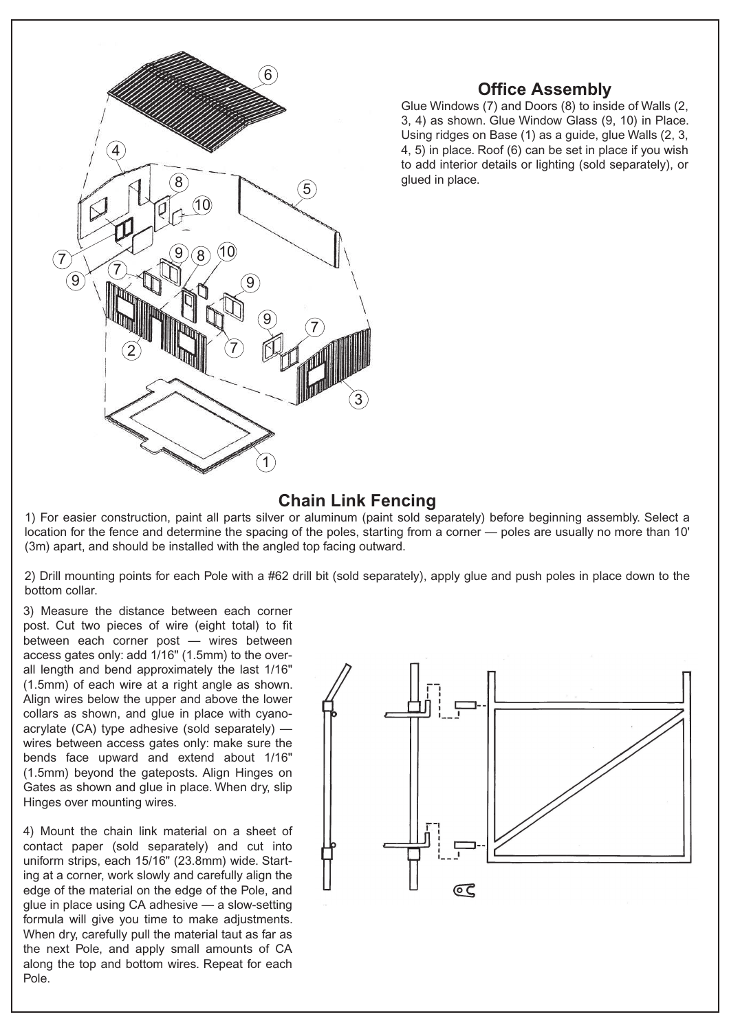## Office Assembly

Glue Windows (7) and Doors (8) to inside of Walls (2, 3, 4) as shown. Glue Window Glass (9, 10) in Place. Using ridges on Base (1) as a guide, glue Walls (2, 3, 4, 5) in place. Roof (6) can be set in place if you wish to add interior details or lighting (sold separately), or glued in place.

## Chain Link Fencing

1) For easier construction, paint all parts silver or aluminum (paint sold separately) before beginning assembly. Select a location for the fence and determine the spacing of the poles, starting from a corner — poles are usually no more than 10' (3m) apart, and should be installed with the angled top facing outward.

2) Drill mounting points for each Pole with a #62 drill bit (sold separately), apply glue and push poles in place down to the bottom collar.

3) Measure the distance between each corner post. Cut two pieces of wire (eight total) to fit between each corner post — wires between access gates only: add 1/16" (1.5mm) to the overall length and bend approximately the last 1/16" (1.5mm) of each wire at a right angle as shown. Align wires below the upper and above the lower collars as shown, and glue in place with cyanoacrylate (CA) type adhesive (sold separately) — wires between access gates only: make sure the bends face upward and extend about 1/16" (1.5mm) beyond the gateposts. Align Hinges on Gates as shown and glue in place. When dry, slip Hinges over mounting wires.

4) Mount the chain link material on a sheet of contact paper (sold separately) and cut into uniform strips, each 15/16" (23.8mm) wide. Starting at a corner, work slowly and carefully align the edge of the material on the edge of the Pole, and glue in place using CA adhesive — a slow-setting formula will give you time to make adjustments. When dry, carefully pull the material taut as far as the next Pole, and apply small amounts of CA along the top and bottom wires. Repeat for each Pole.